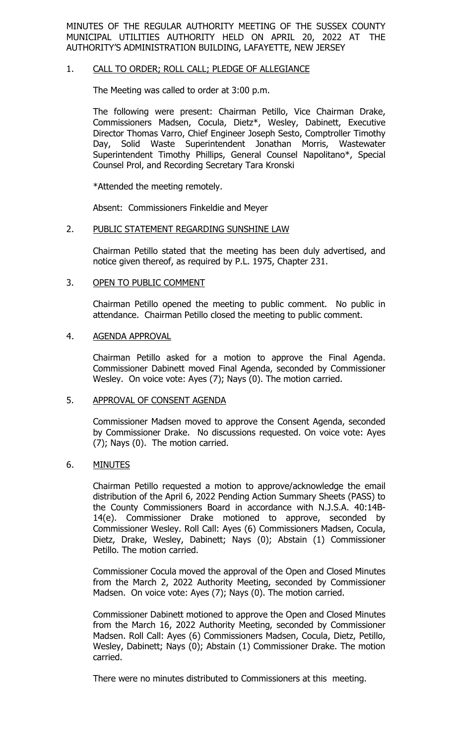MINUTES OF THE REGULAR AUTHORITY MEETING OF THE SUSSEX COUNTY MUNICIPAL UTILITIES AUTHORITY HELD ON APRIL 20, 2022 AT THE AUTHORITY'S ADMINISTRATION BUILDING, LAFAYETTE, NEW JERSEY

1. CALL TO ORDER; ROLL CALL; PLEDGE OF ALLEGIANCE

   The Meeting was called to order at 3:00 p.m.

   The following were present: Chairman Petillo, Vice Chairman Drake, Commissioners Madsen, Cocula, Dietz*, Wesley, Dabinett, Executive Director Thomas Varro, Chief Engineer Joseph Sesto, Comptroller Timothy Day, Solid Waste Superintendent Jonathan Morris, Wastewater Superintendent Timothy Phillips, General Counsel Napolitano*, Special Counsel Prol, and Recording Secretary Tara Kronski

   *Attended the meeting remotely.

   Absent: Commissioners Finkeldie and Meyer

2. PUBLIC STATEMENT REGARDING SUNSHINE LAW

   Chairman Petillo stated that the meeting has been duly advertised, and notice given thereof, as required by P.L. 1975, Chapter 231.

3. OPEN TO PUBLIC COMMENT

   Chairman Petillo opened the meeting to public comment. No public in attendance. Chairman Petillo closed the meeting to public comment.

4. AGENDA APPROVAL

   Chairman Petillo asked for a motion to approve the Final Agenda. Commissioner Dabinett moved Final Agenda, seconded by Commissioner Wesley. On voice vote: Ayes (7); Nays (0). The motion carried.

5. APPROVAL OF CONSENT AGENDA

   Commissioner Madsen moved to approve the Consent Agenda, seconded by Commissioner Drake. No discussions requested. On voice vote: Ayes (7); Nays (0). The motion carried.

6. MINUTES

   Chairman Petillo requested a motion to approve/acknowledge the email distribution of the April 6, 2022 Pending Action Summary Sheets (PASS) to the County Commissioners Board in accordance with N.J.S.A. 40:14B-14(e). Commissioner Drake motioned to approve, seconded by Commissioner Wesley. Roll Call: Ayes (6) Commissioners Madsen, Cocula, Dietz, Drake, Wesley, Dabinett; Nays (0); Abstain (1) Commissioner Petillo. The motion carried.

   Commissioner Cocula moved the approval of the Open and Closed Minutes from the March 2, 2022 Authority Meeting, seconded by Commissioner Madsen. On voice vote: Ayes (7); Nays (0). The motion carried.

   Commissioner Dabinett motioned to approve the Open and Closed Minutes from the March 16, 2022 Authority Meeting, seconded by Commissioner Madsen. Roll Call: Ayes (6) Commissioners Madsen, Cocula, Dietz, Petillo, Wesley, Dabinett; Nays (0); Abstain (1) Commissioner Drake. The motion carried.

   There were no minutes distributed to Commissioners at this meeting.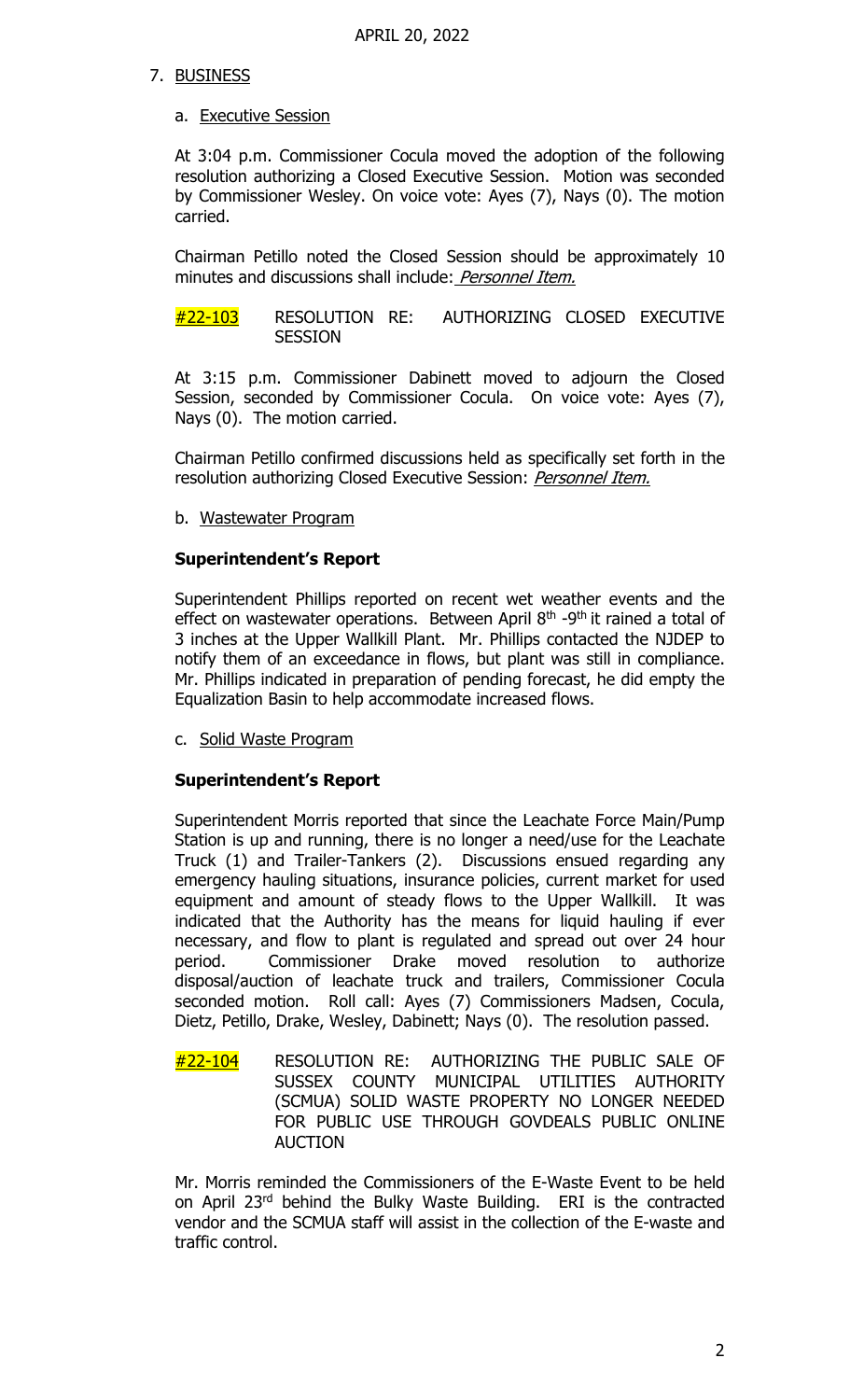APRIL 20, 2022

7. BUSINESS

   a. Executive Session

   At 3:04 p.m. Commissioner Cocula moved the adoption of the following resolution authorizing a Closed Executive Session. Motion was seconded by Commissioner Wesley. On voice vote: Ayes (7), Nays (0). The motion carried.

   Chairman Petillo noted the Closed Session should be approximately 10 minutes and discussions shall include: *Personnel Item.*

   #22-103 RESOLUTION RE: AUTHORIZING CLOSED EXECUTIVE SESSION

   At 3:15 p.m. Commissioner Dabinett moved to adjourn the Closed Session, seconded by Commissioner Cocula. On voice vote: Ayes (7), Nays (0). The motion carried.

   Chairman Petillo confirmed discussions held as specifically set forth in the resolution authorizing Closed Executive Session: *Personnel Item.*

   b. Wastewater Program

   **Superintendent's Report**

   Superintendent Phillips reported on recent wet weather events and the effect on wastewater operations. Between April 8th -9th it rained a total of 3 inches at the Upper Wallkill Plant. Mr. Phillips contacted the NJDEP to notify them of an exceedance in flows, but plant was still in compliance. Mr. Phillips indicated in preparation of pending forecast, he did empty the Equalization Basin to help accommodate increased flows.

   c. Solid Waste Program

   **Superintendent's Report**

   Superintendent Morris reported that since the Leachate Force Main/Pump Station is up and running, there is no longer a need/use for the Leachate Truck (1) and Trailer-Tankers (2). Discussions ensued regarding any emergency hauling situations, insurance policies, current market for used equipment and amount of steady flows to the Upper Wallkill. It was indicated that the Authority has the means for liquid hauling if ever necessary, and flow to plant is regulated and spread out over 24 hour period. Commissioner Drake moved resolution to authorize disposal/auction of leachate truck and trailers, Commissioner Cocula seconded motion. Roll call: Ayes (7) Commissioners Madsen, Cocula, Dietz, Petillo, Drake, Wesley, Dabinett; Nays (0). The resolution passed.

   #22-104 RESOLUTION RE: AUTHORIZING THE PUBLIC SALE OF SUSSEX COUNTY MUNICIPAL UTILITIES AUTHORITY (SCMUA) SOLID WASTE PROPERTY NO LONGER NEEDED FOR PUBLIC USE THROUGH GOVDEALS PUBLIC ONLINE AUCTION

   Mr. Morris reminded the Commissioners of the E-Waste Event to be held on April 23rd behind the Bulky Waste Building. ERI is the contracted vendor and the SCMUA staff will assist in the collection of the E-waste and traffic control.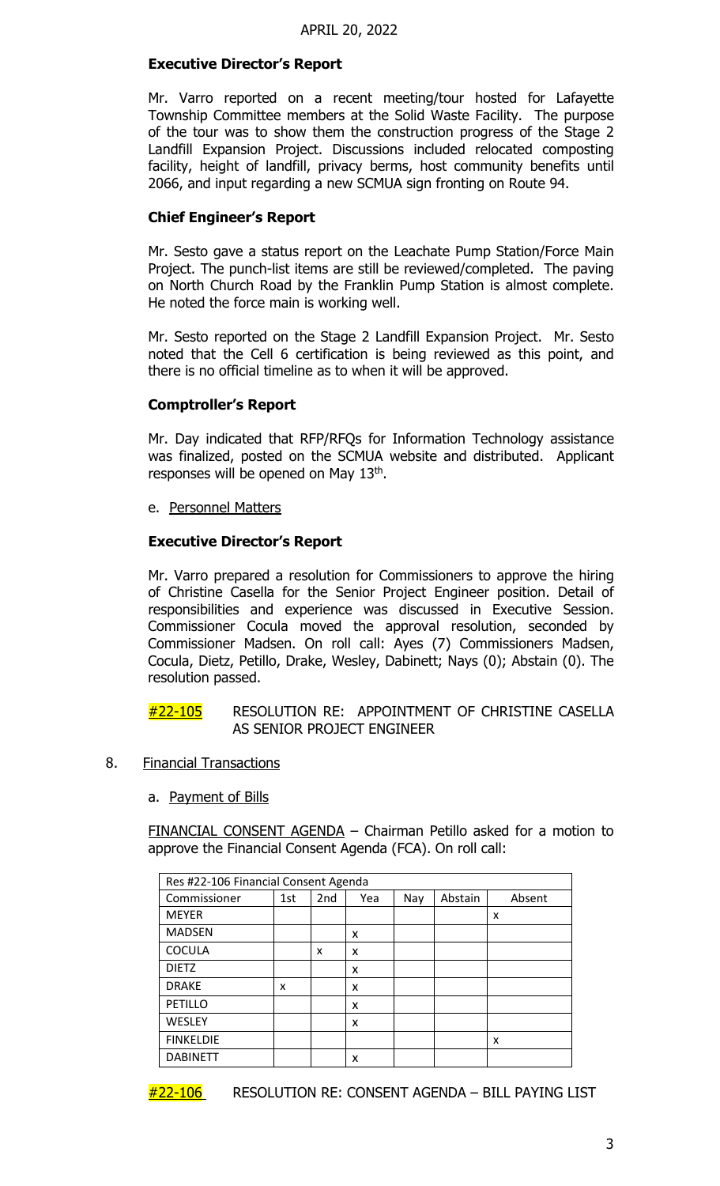APRIL 20, 2022

**Executive Director's Report**

Mr. Varro reported on a recent meeting/tour hosted for Lafayette Township Committee members at the Solid Waste Facility. The purpose of the tour was to show them the construction progress of the Stage 2 Landfill Expansion Project. Discussions included relocated composting facility, height of landfill, privacy berms, host community benefits until 2066, and input regarding a new SCMUA sign fronting on Route 94.

**Chief Engineer's Report**

Mr. Sesto gave a status report on the Leachate Pump Station/Force Main Project. The punch-list items are still be reviewed/completed. The paving on North Church Road by the Franklin Pump Station is almost complete. He noted the force main is working well.

Mr. Sesto reported on the Stage 2 Landfill Expansion Project. Mr. Sesto noted that the Cell 6 certification is being reviewed as this point, and there is no official timeline as to when it will be approved.

**Comptroller's Report**

Mr. Day indicated that RFP/RFQs for Information Technology assistance was finalized, posted on the SCMUA website and distributed. Applicant responses will be opened on May 13th.

e. Personnel Matters

**Executive Director's Report**

Mr. Varro prepared a resolution for Commissioners to approve the hiring of Christine Casella for the Senior Project Engineer position. Detail of responsibilities and experience was discussed in Executive Session. Commissioner Cocula moved the approval resolution, seconded by Commissioner Madsen. On roll call: Ayes (7) Commissioners Madsen, Cocula, Dietz, Petillo, Drake, Wesley, Dabinett; Nays (0); Abstain (0). The resolution passed.

#22-105 RESOLUTION RE: APPOINTMENT OF CHRISTINE CASELLA AS SENIOR PROJECT ENGINEER

8. Financial Transactions

   a. Payment of Bills

   FINANCIAL CONSENT AGENDA – Chairman Petillo asked for a motion to approve the Financial Consent Agenda (FCA). On roll call:

| Res #22-106 Financial Consent Agenda | | | | | | |
|---|---|---|---|---|---|---|
| Commissioner | 1st | 2nd | Yea | Nay | Abstain | Absent |
| MEYER | | | | | | x |
| MADSEN | | | x | | | |
| COCULA | | x | x | | | |
| DIETZ | | | x | | | |
| DRAKE | x | | x | | | |
| PETILLO | | | x | | | |
| WESLEY | | | x | | | |
| FINKELDIE | | | | | | x |
| DABINETT | | | x | | | |

#22-106 RESOLUTION RE: CONSENT AGENDA – BILL PAYING LIST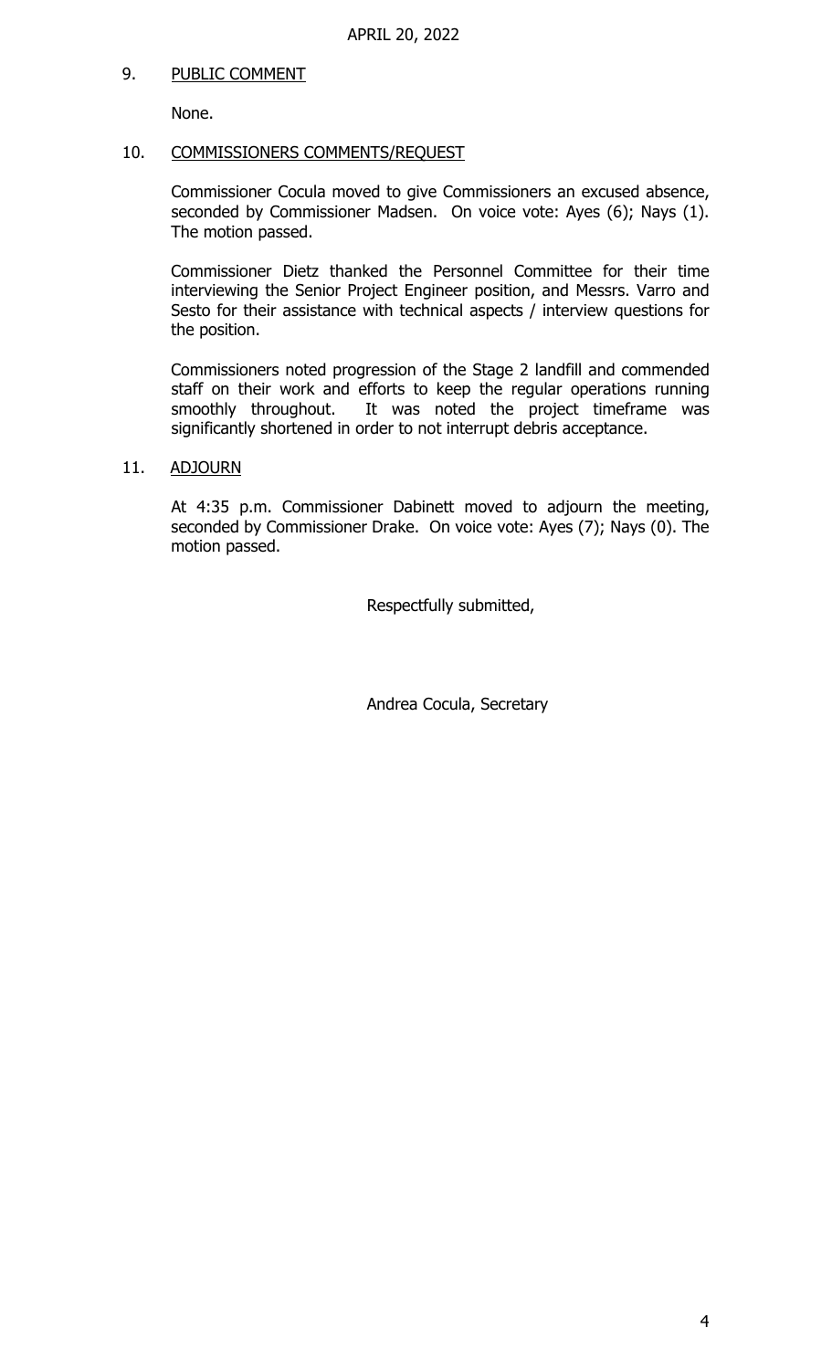9. PUBLIC COMMENT

None.

10. COMMISSIONERS COMMENTS/REQUEST

Commissioner Cocula moved to give Commissioners an excused absence, seconded by Commissioner Madsen. On voice vote: Ayes (6); Nays (1). The motion passed.

Commissioner Dietz thanked the Personnel Committee for their time interviewing the Senior Project Engineer position, and Messrs. Varro and Sesto for their assistance with technical aspects / interview questions for the position.

Commissioners noted progression of the Stage 2 landfill and commended staff on their work and efforts to keep the regular operations running smoothly throughout. It was noted the project timeframe was significantly shortened in order to not interrupt debris acceptance.

11. ADJOURN

At 4:35 p.m. Commissioner Dabinett moved to adjourn the meeting, seconded by Commissioner Drake. On voice vote: Ayes (7); Nays (0). The motion passed.

Respectfully submitted,

Andrea Cocula, Secretary